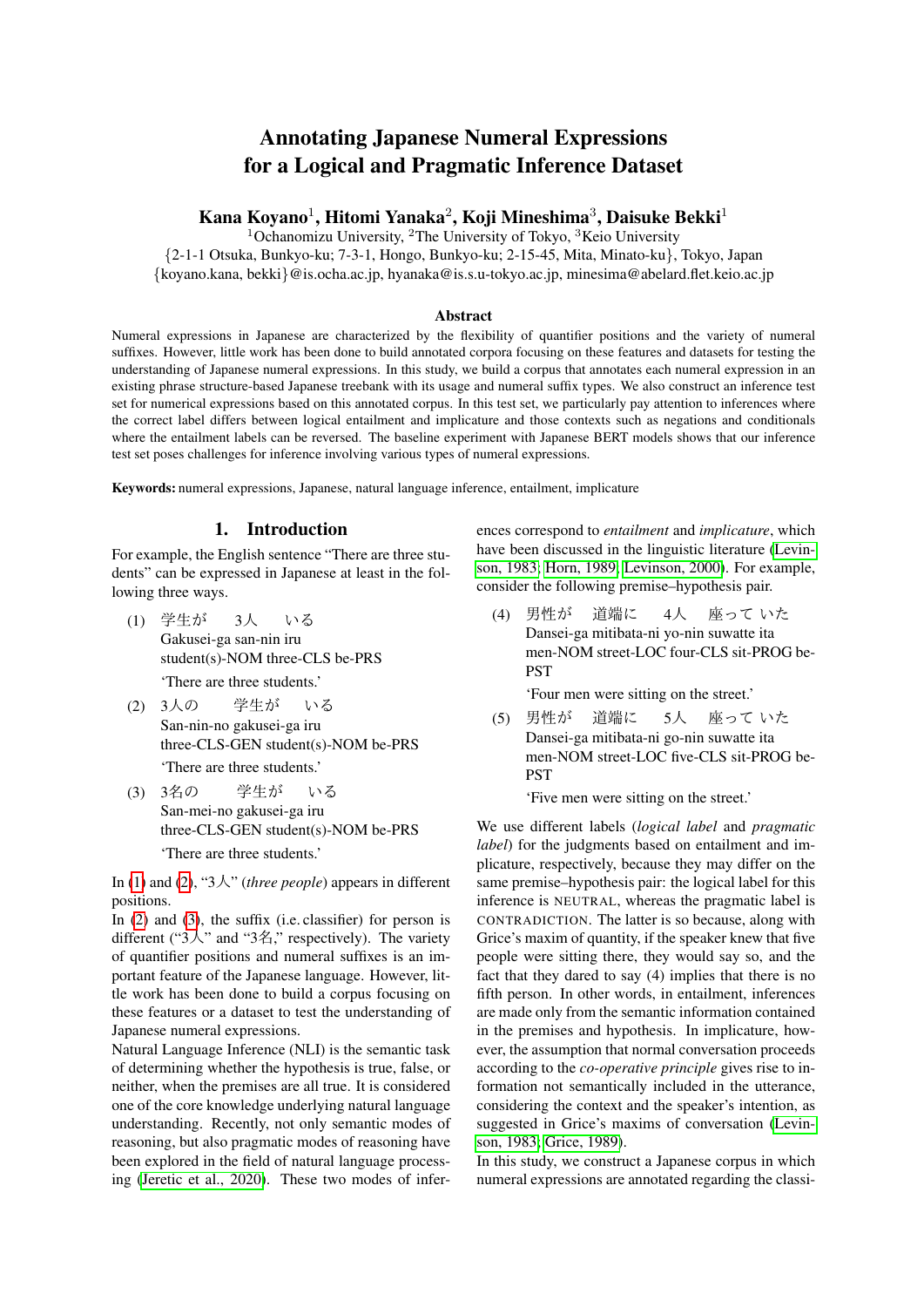# Annotating Japanese Numeral Expressions for a Logical and Pragmatic Inference Dataset

**Kana Koyano[1], Hitomi Yanaka[2], Koji Mineshima[3], Daisuke Bekki[1]**

[1]Ochanomizu University, [2]The University of Tokyo, [3]Keio University
{2-1-1 Otsuka, Bunkyo-ku; 7-3-1, Hongo, Bunkyo-ku; 2-15-45, Mita, Minato-ku}, Tokyo, Japan
{koyano.kana, bekki}@is.ocha.ac.jp, hyanaka@is.s.u-tokyo.ac.jp, minesima@abelard.flet.keio.ac.jp

### Abstract

Numeral expressions in Japanese are characterized by the flexibility of quantifier positions and the variety of numeral suffixes. However, little work has been done to build annotated corpora focusing on these features and datasets for testing the understanding of Japanese numeral expressions. In this study, we build a corpus that annotates each numeral expression in an existing phrase structure-based Japanese treebank with its usage and numeral suffix types. We also construct an inference test set for numerical expressions based on this annotated corpus. In this test set, we particularly pay attention to inferences where the correct label differs between logical entailment and implicature and those contexts such as negations and conditionals where the entailment labels can be reversed. The baseline experiment with Japanese BERT models shows that our inference test set poses challenges for inference involving various types of numeral expressions.

**Keywords:** numeral expressions, Japanese, natural language inference, entailment, implicature

## 1. Introduction

For example, the English sentence "There are three students" can be expressed in Japanese at least in the following three ways.

(1) 学生が　3人　いる
Gakusei-ga san-nin iru
student(s)-NOM three-CLS be-PRS
'There are three students.'

(2) 3人の　学生が　いる
San-nin-no gakusei-ga iru
three-CLS-GEN student(s)-NOM be-PRS
'There are three students.'

(3) 3名の　学生が　いる
San-mei-no gakusei-ga iru
three-CLS-GEN student(s)-NOM be-PRS
'There are three students.'

In (1) and (2), "3人" (*three people*) appears in different positions.

In (2) and (3), the suffix (i.e. classifier) for person is different ("3人" and "3名," respectively). The variety of quantifier positions and numeral suffixes is an important feature of the Japanese language. However, little work has been done to build a corpus focusing on these features or a dataset to test the understanding of Japanese numeral expressions.

Natural Language Inference (NLI) is the semantic task of determining whether the hypothesis is true, false, or neither, when the premises are all true. It is considered one of the core knowledge underlying natural language understanding. Recently, not only semantic modes of reasoning, but also pragmatic modes of reasoning have been explored in the field of natural language processing (Jeretic et al., 2020). These two modes of inferences correspond to *entailment* and *implicature*, which have been discussed in the linguistic literature (Levinson, 1983; Horn, 1989; Levinson, 2000). For example, consider the following premise–hypothesis pair.

(4) 男性が　道端に　4人　座って いた
Dansei-ga mitibata-ni yo-nin suwatte ita
men-NOM street-LOC four-CLS sit-PROG be-PST
'Four men were sitting on the street.'

(5) 男性が　道端に　5人　座って いた
Dansei-ga mitibata-ni go-nin suwatte ita
men-NOM street-LOC five-CLS sit-PROG be-PST
'Five men were sitting on the street.'

We use different labels (*logical label* and *pragmatic label*) for the judgments based on entailment and implicature, respectively, because they may differ on the same premise–hypothesis pair: the logical label for this inference is NEUTRAL, whereas the pragmatic label is CONTRADICTION. The latter is so because, along with Grice's maxim of quantity, if the speaker knew that five people were sitting there, they would say so, and the fact that they dared to say (4) implies that there is no fifth person. In other words, in entailment, inferences are made only from the semantic information contained in the premises and hypothesis. In implicature, however, the assumption that normal conversation proceeds according to the *co-operative principle* gives rise to information not semantically included in the utterance, considering the context and the speaker's intention, as suggested in Grice's maxims of conversation (Levinson, 1983; Grice, 1989).

In this study, we construct a Japanese corpus in which numeral expressions are annotated regarding the classi-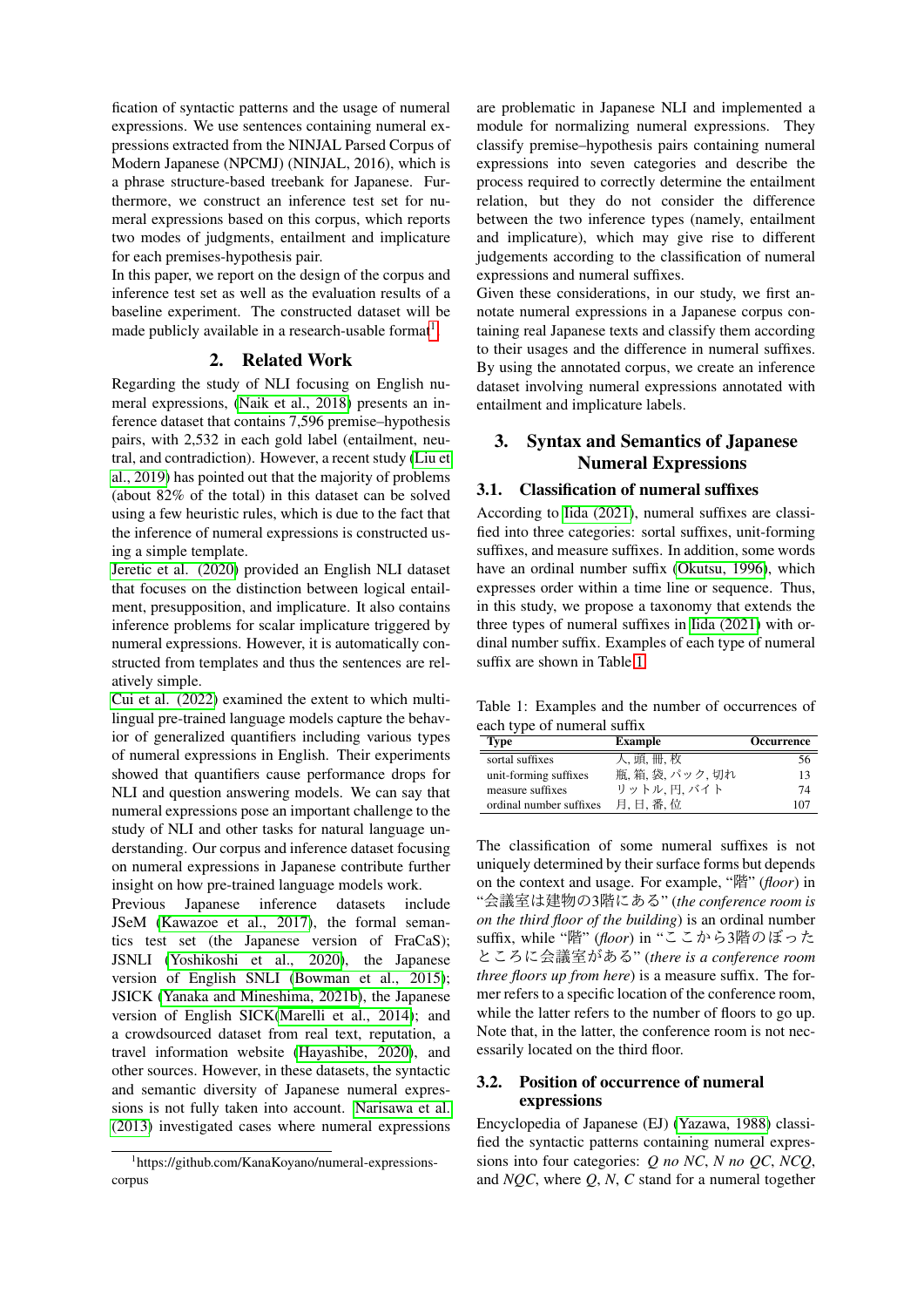fication of syntactic patterns and the usage of numeral expressions. We use sentences containing numeral expressions extracted from the NINJAL Parsed Corpus of Modern Japanese (NPCMJ) (NINJAL, 2016), which is a phrase structure-based treebank for Japanese. Furthermore, we construct an inference test set for numeral expressions based on this corpus, which reports two modes of judgments, entailment and implicature for each premises-hypothesis pair.

In this paper, we report on the design of the corpus and inference test set as well as the evaluation results of a baseline experiment. The constructed dataset will be made publicly available in a research-usable format[1].

## 2. Related Work

Regarding the study of NLI focusing on English numeral expressions, (Naik et al., 2018) presents an inference dataset that contains 7,596 premise–hypothesis pairs, with 2,532 in each gold label (entailment, neutral, and contradiction). However, a recent study (Liu et al., 2019) has pointed out that the majority of problems (about 82% of the total) in this dataset can be solved using a few heuristic rules, which is due to the fact that the inference of numeral expressions is constructed using a simple template.

Jeretic et al. (2020) provided an English NLI dataset that focuses on the distinction between logical entailment, presupposition, and implicature. It also contains inference problems for scalar implicature triggered by numeral expressions. However, it is automatically constructed from templates and thus the sentences are relatively simple.

Cui et al. (2022) examined the extent to which multilingual pre-trained language models capture the behavior of generalized quantifiers including various types of numeral expressions in English. Their experiments showed that quantifiers cause performance drops for NLI and question answering models. We can say that numeral expressions pose an important challenge to the study of NLI and other tasks for natural language understanding. Our corpus and inference dataset focusing on numeral expressions in Japanese contribute further insight on how pre-trained language models work.

Previous Japanese inference datasets include JSeM (Kawazoe et al., 2017), the formal semantics test set (the Japanese version of FraCaS); JSNLI (Yoshikoshi et al., 2020), the Japanese version of English SNLI (Bowman et al., 2015); JSICK (Yanaka and Mineshima, 2021b), the Japanese version of English SICK(Marelli et al., 2014); and a crowdsourced dataset from real text, reputation, a travel information website (Hayashibe, 2020), and other sources. However, in these datasets, the syntactic and semantic diversity of Japanese numeral expressions is not fully taken into account. Narisawa et al. (2013) investigated cases where numeral expressions are problematic in Japanese NLI and implemented a module for normalizing numeral expressions. They classify premise–hypothesis pairs containing numeral expressions into seven categories and describe the process required to correctly determine the entailment relation, but they do not consider the difference between the two inference types (namely, entailment and implicature), which may give rise to different judgements according to the classification of numeral expressions and numeral suffixes.

Given these considerations, in our study, we first annotate numeral expressions in a Japanese corpus containing real Japanese texts and classify them according to their usages and the difference in numeral suffixes. By using the annotated corpus, we create an inference dataset involving numeral expressions annotated with entailment and implicature labels.

## 3. Syntax and Semantics of Japanese Numeral Expressions

### 3.1. Classification of numeral suffixes

According to Iida (2021), numeral suffixes are classified into three categories: sortal suffixes, unit-forming suffixes, and measure suffixes. In addition, some words have an ordinal number suffix (Okutsu, 1996), which expresses order within a time line or sequence. Thus, in this study, we propose a taxonomy that extends the three types of numeral suffixes in Iida (2021) with ordinal number suffix. Examples of each type of numeral suffix are shown in Table 1.

Table 1: Examples and the number of occurrences of each type of numeral suffix

| Type | Example | Occurrence |
|---|---|---|
| sortal suffixes | 人, 頭, 冊, 枚 | 56 |
| unit-forming suffixes | 瓶, 箱, 袋, パック, 切れ | 13 |
| measure suffixes | リットル, 円, バイト | 74 |
| ordinal number suffixes | 月, 日, 番, 位 | 107 |

The classification of some numeral suffixes is not uniquely determined by their surface forms but depends on the context and usage. For example, "階" (*floor*) in "会議室は建物の3階にある" (*the conference room is on the third floor of the building*) is an ordinal number suffix, while "階" (*floor*) in "ここから3階のぼったところに会議室がある" (*there is a conference room three floors up from here*) is a measure suffix. The former refers to a specific location of the conference room, while the latter refers to the number of floors to go up. Note that, in the latter, the conference room is not necessarily located on the third floor.

### 3.2. Position of occurrence of numeral expressions

Encyclopedia of Japanese (EJ) (Yazawa, 1988) classified the syntactic patterns containing numeral expressions into four categories: *Q no NC*, *N no QC*, *NCQ*, and *NQC*, where *Q*, *N*, *C* stand for a numeral together

[1] https://github.com/KanaKoyano/numeral-expressions-corpus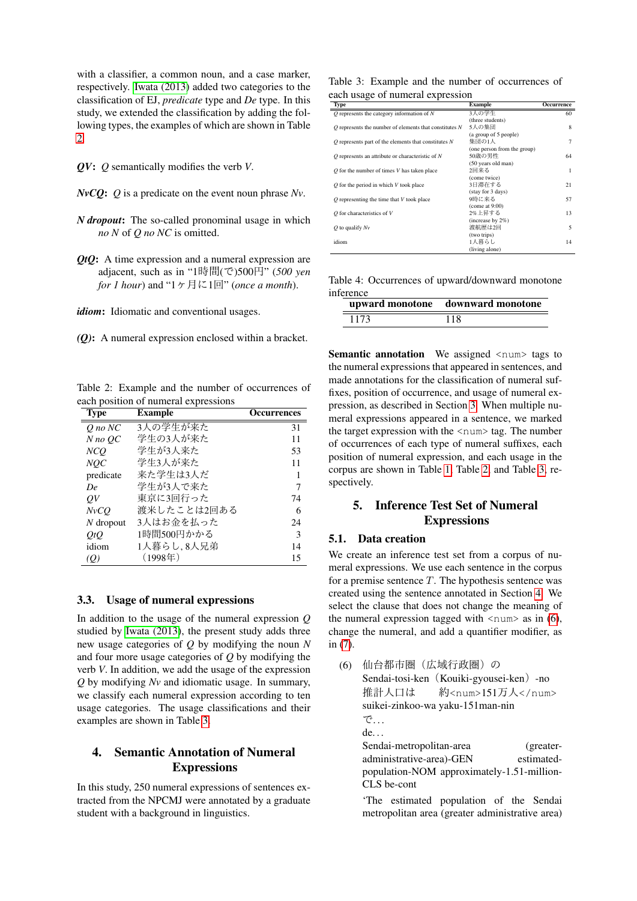with a classifier, a common noun, and a case marker, respectively. Iwata (2013) added two categories to the classification of EJ, *predicate* type and *De* type. In this study, we extended the classification by adding the following types, the examples of which are shown in Table 2.

***QV*:** *Q* semantically modifies the verb *V*.

***NvCQ*:** *Q* is a predicate on the event noun phrase *Nv*.

***N dropout*:** The so-called pronominal usage in which *no N* of *Q no NC* is omitted.

***QtQ*:** A time expression and a numeral expression are adjacent, such as in "1時間(で)500円" (*500 yen for 1 hour*) and "1ヶ月に1回" (*once a month*).

***idiom*:** Idiomatic and conventional usages.

***(Q)*:** A numeral expression enclosed within a bracket.

Table 2: Example and the number of occurrences of each position of numeral expressions

| Type | Example | Occurrences |
|---|---|---|
| *Q no NC* | 3人の学生が来た | 31 |
| *N no QC* | 学生の3人が来た | 11 |
| *NCQ* | 学生が3人来た | 53 |
| *NQC* | 学生3人が来た | 11 |
| predicate | 来た学生は3人だ | 1 |
| *De* | 学生が3人で来た | 7 |
| *QV* | 東京に3回行った | 74 |
| *NvCQ* | 渡米したことは2回ある | 6 |
| *N* dropout | 3人はお金を払った | 24 |
| *QtQ* | 1時間500円かかる | 3 |
| idiom | 1人暮らし, 8人兄弟 | 14 |
| *(Q)* | （1998年） | 15 |

### 3.3. Usage of numeral expressions

In addition to the usage of the numeral expression *Q* studied by Iwata (2013), the present study adds three new usage categories of *Q* by modifying the noun *N* and four more usage categories of *Q* by modifying the verb *V*. In addition, we add the usage of the expression *Q* by modifying *Nv* and idiomatic usage. In summary, we classify each numeral expression according to ten usage categories. The usage classifications and their examples are shown in Table 3.

## 4. Semantic Annotation of Numeral Expressions

In this study, 250 numeral expressions of sentences extracted from the NPCMJ were annotated by a graduate student with a background in linguistics.

Table 3: Example and the number of occurrences of each usage of numeral expression

| Type | Example | Occurrence |
|---|---|---|
| *Q* represents the category information of *N* | 3人の学生 (three students) | 60 |
| *Q* represents the number of elements that constitutes *N* | 5人の集団 (a group of 5 people) | 8 |
| *Q* represents part of the elements that constitutes *N* | 集団の1人 (one person from the group) | 7 |
| *Q* represents an attribute or characteristic of *N* | 50歳の男性 (50 years old man) | 64 |
| *Q* for the number of times *V* has taken place | 2回来る (come twice) | 1 |
| *Q* for the period in which *V* took place | 3日滞在する (stay for 3 days) | 21 |
| *Q* representing the time that *V* took place | 9時に来る (come at 9:00) | 57 |
| *Q* for characteristics of *V* | 2%上昇する (increase by 2%) | 13 |
| *Q* to qualify *Nv* | 渡航歴は2回 (two trips) | 5 |
| idiom | 1人暮らし (living alone) | 14 |

Table 4: Occurrences of upward/downward monotone inference

| upward monotone | downward monotone |
|---|---|
| 1173 | 118 |

**Semantic annotation** We assigned `<num>` tags to the numeral expressions that appeared in sentences, and made annotations for the classification of numeral suffixes, position of occurrence, and usage of numeral expression, as described in Section 3. When multiple numeral expressions appeared in a sentence, we marked the target expression with the `<num>` tag. The number of occurrences of each type of numeral suffixes, each position of numeral expression, and each usage in the corpus are shown in Table 1, Table 2, and Table 3, respectively.

## 5. Inference Test Set of Numeral Expressions

### 5.1. Data creation

We create an inference test set from a corpus of numeral expressions. We use each sentence in the corpus for a premise sentence $T$. The hypothesis sentence was created using the sentence annotated in Section 4. We select the clause that does not change the meaning of the numeral expression tagged with `<num>` as in (6), change the numeral, and add a quantifier modifier, as in (7).

(6) 仙台都市圏（広域行政圏）の
Sendai-tosi-ken（Kouiki-gyousei-ken）-no
推計人口は　約<num>151万人</num>
suikei-zinkoo-wa yaku-151man-nin
で...
de...
Sendai-metropolitan-area (greater-administrative-area)-GEN estimated-population-NOM approximately-1.51-million-CLS be-cont
'The estimated population of the Sendai metropolitan area (greater administrative area)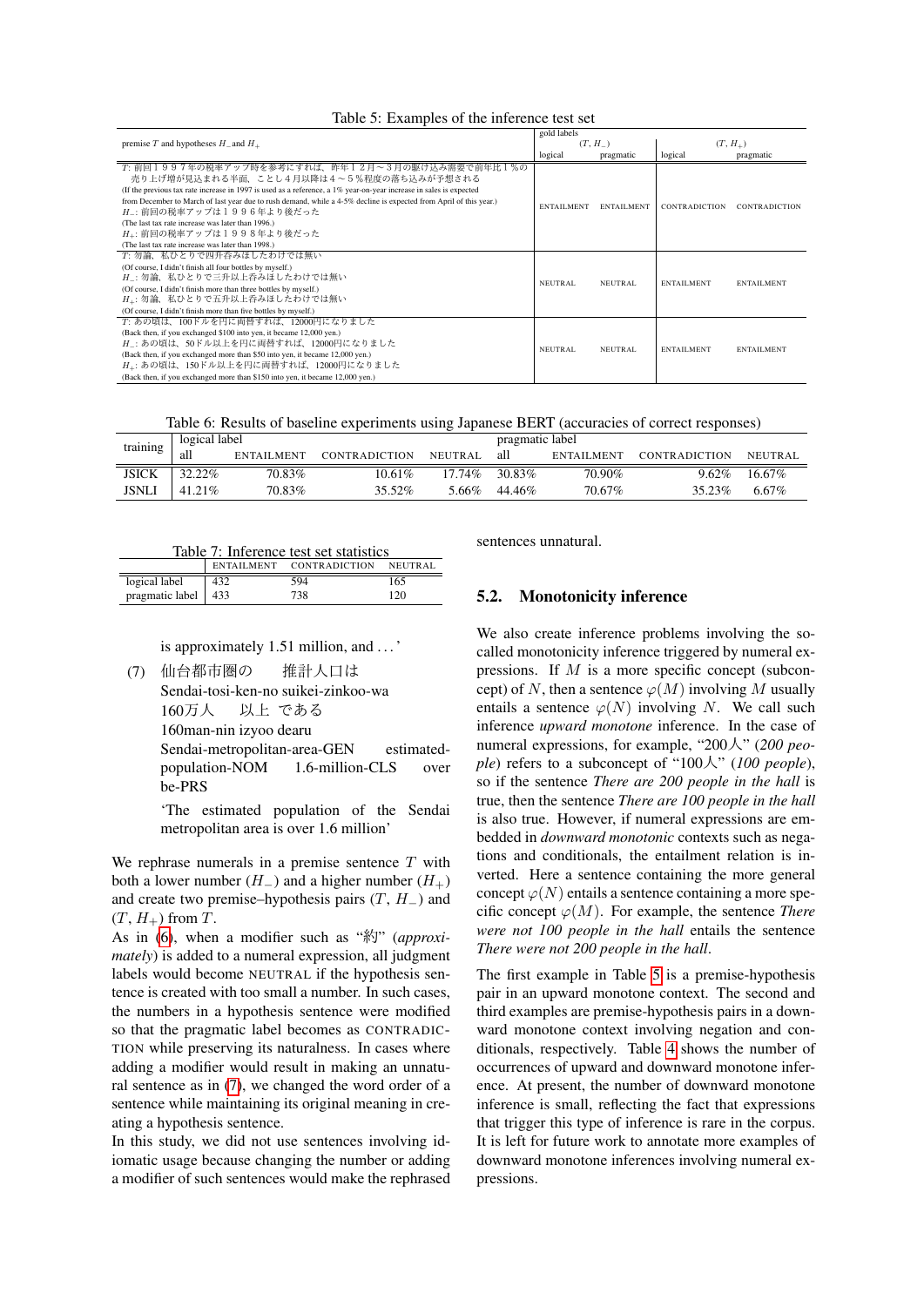Table 5: Examples of the inference test set

| premise $T$ and hypotheses $H_-$ and $H_+$ | gold labels $(T, H_-)$ logical | $(T, H_-)$ pragmatic | $(T, H_+)$ logical | $(T, H_+)$ pragmatic |
|---|---|---|---|---|
| $T$: 前回１９９７年の税率アップ時を参考にすれば、昨年１２月～３月の駆け込み需要で前年比１％の売り上げ増が見込まれる半面、ことし４月以降は４～５％程度の落ち込みが予想される (If the previous tax rate increase in 1997 is used as a reference, a 1% year-on-year increase in sales is expected from December to March of last year due to rush demand, while a 4-5% decline is expected from April of this year.) $H_-$: 前回の税率アップは１９９６年より後だった (The last tax rate increase was later than 1996.) $H_+$: 前回の税率アップは１９９８年より後だった (The last tax rate increase was later than 1998.) | ENTAILMENT | ENTAILMENT | CONTRADICTION | CONTRADICTION |
| $T$: 勿論、私ひとりで四升呑みほしたわけでは無い (Of course, I didn't finish all four bottles by myself.) $H_-$: 勿論、私ひとりで三升以上呑みほしたわけでは無い (Of course, I didn't finish more than three bottles by myself.) $H_+$: 勿論、私ひとりで五升以上呑みほしたわけでは無い (Of course, I didn't finish more than five bottles by myself.) | NEUTRAL | NEUTRAL | ENTAILMENT | ENTAILMENT |
| $T$: あの頃は、100ドルを円に両替すれば、12000円になりました (Back then, if you exchanged $100 into yen, it became 12,000 yen.) $H_-$: あの頃は、50ドル以上を円に両替すれば、12000円になりました (Back then, if you exchanged more than $50 into yen, it became 12,000 yen.) $H_+$: あの頃は、150ドル以上を円に両替すれば、12000円になりました (Back then, if you exchanged more than $150 into yen, it became 12,000 yen.) | NEUTRAL | NEUTRAL | ENTAILMENT | ENTAILMENT |

Table 6: Results of baseline experiments using Japanese BERT (accuracies of correct responses)

| training | logical label all | ENTAILMENT | CONTRADICTION | NEUTRAL | pragmatic label all | ENTAILMENT | CONTRADICTION | NEUTRAL |
|---|---|---|---|---|---|---|---|---|
| JSICK | 32.22% | 70.83% | 10.61% | 17.74% | 30.83% | 70.90% | 9.62% | 16.67% |
| JSNLI | 41.21% | 70.83% | 35.52% | 5.66% | 44.46% | 70.67% | 35.23% | 6.67% |

Table 7: Inference test set statistics

| | ENTAILMENT | CONTRADICTION | NEUTRAL |
|---|---|---|---|
| logical label | 432 | 594 | 165 |
| pragmatic label | 433 | 738 | 120 |

is approximately 1.51 million, and ...'

(7) 仙台都市圏の　推計人口は
Sendai-tosi-ken-no suikei-zinkoo-wa
160万人　以上 である
160man-nin izyoo dearu
Sendai-metropolitan-area-GEN estimated-population-NOM 1.6-million-CLS over be-PRS

'The estimated population of the Sendai metropolitan area is over 1.6 million'

We rephrase numerals in a premise sentence $T$ with both a lower number ($H_-$) and a higher number ($H_+$) and create two premise–hypothesis pairs ($T$, $H_-$) and ($T$, $H_+$) from $T$.

As in (6), when a modifier such as "約" (*approximately*) is added to a numeral expression, all judgment labels would become NEUTRAL if the hypothesis sentence is created with too small a number. In such cases, the numbers in a hypothesis sentence were modified so that the pragmatic label becomes as CONTRADICTION while preserving its naturalness. In cases where adding a modifier would result in making an unnatural sentence as in (7), we changed the word order of a sentence while maintaining its original meaning in creating a hypothesis sentence.

In this study, we did not use sentences involving idiomatic usage because changing the number or adding a modifier of such sentences would make the rephrased sentences unnatural.

## 5.2. Monotonicity inference

We also create inference problems involving the so-called monotonicity inference triggered by numeral expressions. If $M$ is a more specific concept (subconcept) of $N$, then a sentence $\varphi(M)$ involving $M$ usually entails a sentence $\varphi(N)$ involving $N$. We call such inference *upward monotone* inference. In the case of numeral expressions, for example, "200人" (*200 people*) refers to a subconcept of "100人" (*100 people*), so if the sentence *There are 200 people in the hall* is true, then the sentence *There are 100 people in the hall* is also true. However, if numeral expressions are embedded in *downward monotonic* contexts such as negations and conditionals, the entailment relation is inverted. Here a sentence containing the more general concept $\varphi(N)$ entails a sentence containing a more specific concept $\varphi(M)$. For example, the sentence *There were not 100 people in the hall* entails the sentence *There were not 200 people in the hall*.

The first example in Table 5 is a premise-hypothesis pair in an upward monotone context. The second and third examples are premise-hypothesis pairs in a downward monotone context involving negation and conditionals, respectively. Table 4 shows the number of occurrences of upward and downward monotone inference. At present, the number of downward monotone inference is small, reflecting the fact that expressions that trigger this type of inference is rare in the corpus. It is left for future work to annotate more examples of downward monotone inferences involving numeral expressions.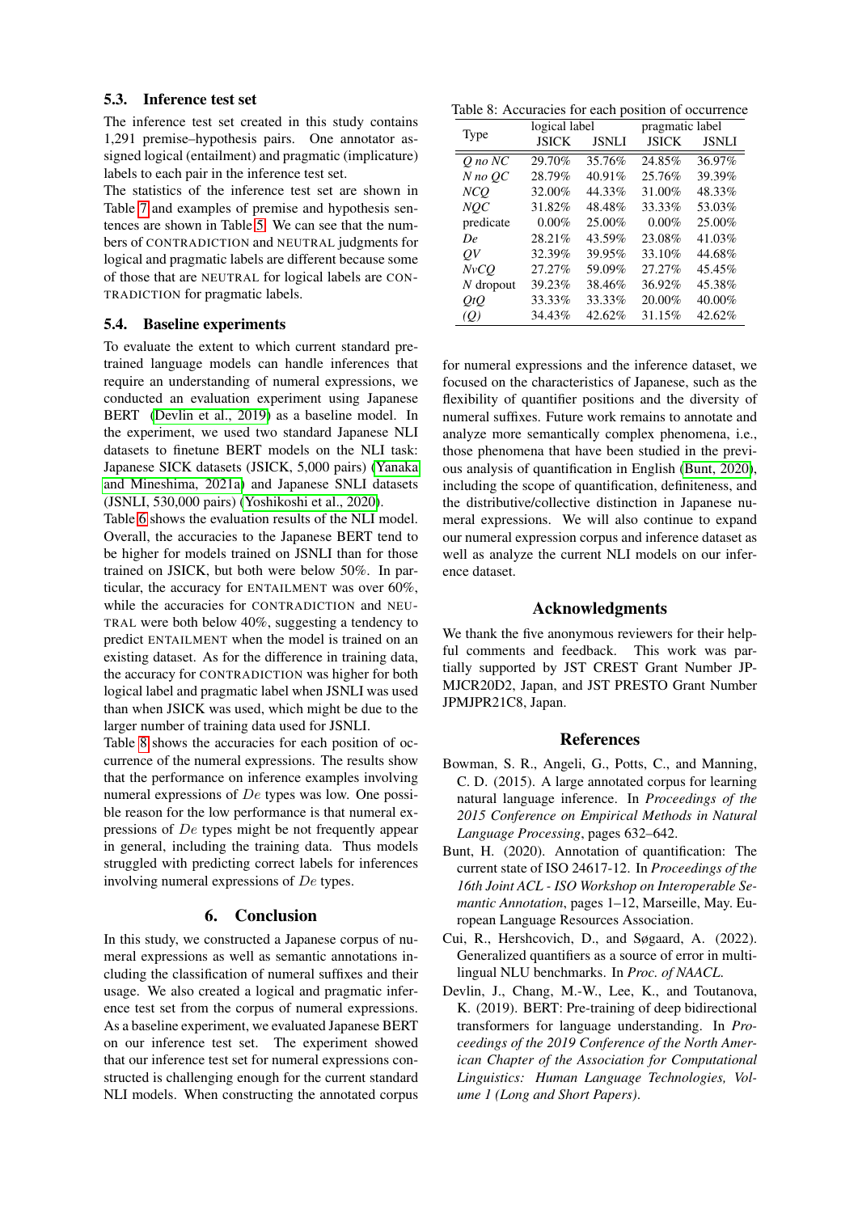### 5.3. Inference test set

The inference test set created in this study contains 1,291 premise–hypothesis pairs. One annotator assigned logical (entailment) and pragmatic (implicature) labels to each pair in the inference test set.

The statistics of the inference test set are shown in Table 7 and examples of premise and hypothesis sentences are shown in Table 5. We can see that the numbers of CONTRADICTION and NEUTRAL judgments for logical and pragmatic labels are different because some of those that are NEUTRAL for logical labels are CONTRADICTION for pragmatic labels.

### 5.4. Baseline experiments

To evaluate the extent to which current standard pretrained language models can handle inferences that require an understanding of numeral expressions, we conducted an evaluation experiment using Japanese BERT (Devlin et al., 2019) as a baseline model. In the experiment, we used two standard Japanese NLI datasets to finetune BERT models on the NLI task: Japanese SICK datasets (JSICK, 5,000 pairs) (Yanaka and Mineshima, 2021a) and Japanese SNLI datasets (JSNLI, 530,000 pairs) (Yoshikoshi et al., 2020).

Table 6 shows the evaluation results of the NLI model. Overall, the accuracies to the Japanese BERT tend to be higher for models trained on JSNLI than for those trained on JSICK, but both were below 50%. In particular, the accuracy for ENTAILMENT was over 60%, while the accuracies for CONTRADICTION and NEUTRAL were both below 40%, suggesting a tendency to predict ENTAILMENT when the model is trained on an existing dataset. As for the difference in training data, the accuracy for CONTRADICTION was higher for both logical label and pragmatic label when JSNLI was used than when JSICK was used, which might be due to the larger number of training data used for JSNLI.

Table 8 shows the accuracies for each position of occurrence of the numeral expressions. The results show that the performance on inference examples involving numeral expressions of $De$ types was low. One possible reason for the low performance is that numeral expressions of $De$ types might be not frequently appear in general, including the training data. Thus models struggled with predicting correct labels for inferences involving numeral expressions of $De$ types.

Table 8: Accuracies for each position of occurrence

| Type | logical label | | pragmatic label | |
|---|---|---|---|---|
| | JSICK | JSNLI | JSICK | JSNLI |
| *Q no NC* | 29.70% | 35.76% | 24.85% | 36.97% |
| *N no QC* | 28.79% | 40.91% | 25.76% | 39.39% |
| *NCQ* | 32.00% | 44.33% | 31.00% | 48.33% |
| *NQC* | 31.82% | 48.48% | 33.33% | 53.03% |
| predicate | 0.00% | 25.00% | 0.00% | 25.00% |
| *De* | 28.21% | 43.59% | 23.08% | 41.03% |
| *QV* | 32.39% | 39.95% | 33.10% | 44.68% |
| *NvCQ* | 27.27% | 59.09% | 27.27% | 45.45% |
| *N* dropout | 39.23% | 38.46% | 36.92% | 45.38% |
| *QtQ* | 33.33% | 33.33% | 20.00% | 40.00% |
| *(Q)* | 34.43% | 42.62% | 31.15% | 42.62% |

## 6. Conclusion

In this study, we constructed a Japanese corpus of numeral expressions as well as semantic annotations including the classification of numeral suffixes and their usage. We also created a logical and pragmatic inference test set from the corpus of numeral expressions. As a baseline experiment, we evaluated Japanese BERT on our inference test set. The experiment showed that our inference test set for numeral expressions constructed is challenging enough for the current standard NLI models. When constructing the annotated corpus for numeral expressions and the inference dataset, we focused on the characteristics of Japanese, such as the flexibility of quantifier positions and the diversity of numeral suffixes. Future work remains to annotate and analyze more semantically complex phenomena, i.e., those phenomena that have been studied in the previous analysis of quantification in English (Bunt, 2020), including the scope of quantification, definiteness, and the distributive/collective distinction in Japanese numeral expressions. We will also continue to expand our numeral expression corpus and inference dataset as well as analyze the current NLI models on our inference dataset.

## Acknowledgments

We thank the five anonymous reviewers for their helpful comments and feedback. This work was partially supported by JST CREST Grant Number JPMJCR20D2, Japan, and JST PRESTO Grant Number JPMJPR21C8, Japan.

## References

Bowman, S. R., Angeli, G., Potts, C., and Manning, C. D. (2015). A large annotated corpus for learning natural language inference. In *Proceedings of the 2015 Conference on Empirical Methods in Natural Language Processing*, pages 632–642.

Bunt, H. (2020). Annotation of quantification: The current state of ISO 24617-12. In *Proceedings of the 16th Joint ACL - ISO Workshop on Interoperable Semantic Annotation*, pages 1–12, Marseille, May. European Language Resources Association.

Cui, R., Hershcovich, D., and Søgaard, A. (2022). Generalized quantifiers as a source of error in multilingual NLU benchmarks. In *Proc. of NAACL*.

Devlin, J., Chang, M.-W., Lee, K., and Toutanova, K. (2019). BERT: Pre-training of deep bidirectional transformers for language understanding. In *Proceedings of the 2019 Conference of the North American Chapter of the Association for Computational Linguistics: Human Language Technologies, Volume 1 (Long and Short Papers)*.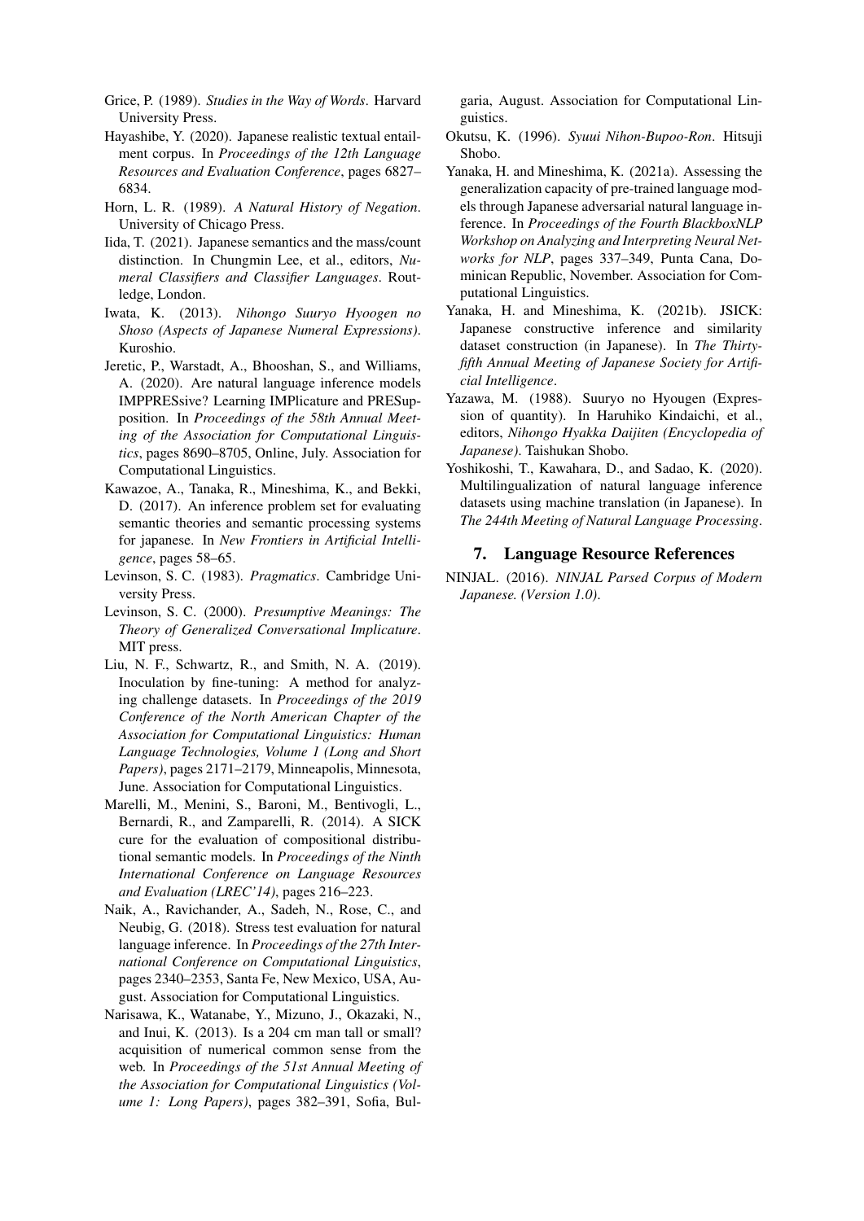Grice, P. (1989). *Studies in the Way of Words*. Harvard University Press.

Hayashibe, Y. (2020). Japanese realistic textual entailment corpus. In *Proceedings of the 12th Language Resources and Evaluation Conference*, pages 6827–6834.

Horn, L. R. (1989). *A Natural History of Negation*. University of Chicago Press.

Iida, T. (2021). Japanese semantics and the mass/count distinction. In Chungmin Lee, et al., editors, *Numeral Classifiers and Classifier Languages*. Routledge, London.

Iwata, K. (2013). *Nihongo Suuryo Hyoogen no Shoso (Aspects of Japanese Numeral Expressions)*. Kuroshio.

Jeretic, P., Warstadt, A., Bhooshan, S., and Williams, A. (2020). Are natural language inference models IMPPRESsive? Learning IMPlicature and PRESupposition. In *Proceedings of the 58th Annual Meeting of the Association for Computational Linguistics*, pages 8690–8705, Online, July. Association for Computational Linguistics.

Kawazoe, A., Tanaka, R., Mineshima, K., and Bekki, D. (2017). An inference problem set for evaluating semantic theories and semantic processing systems for japanese. In *New Frontiers in Artificial Intelligence*, pages 58–65.

Levinson, S. C. (1983). *Pragmatics*. Cambridge University Press.

Levinson, S. C. (2000). *Presumptive Meanings: The Theory of Generalized Conversational Implicature*. MIT press.

Liu, N. F., Schwartz, R., and Smith, N. A. (2019). Inoculation by fine-tuning: A method for analyzing challenge datasets. In *Proceedings of the 2019 Conference of the North American Chapter of the Association for Computational Linguistics: Human Language Technologies, Volume 1 (Long and Short Papers)*, pages 2171–2179, Minneapolis, Minnesota, June. Association for Computational Linguistics.

Marelli, M., Menini, S., Baroni, M., Bentivogli, L., Bernardi, R., and Zamparelli, R. (2014). A SICK cure for the evaluation of compositional distributional semantic models. In *Proceedings of the Ninth International Conference on Language Resources and Evaluation (LREC'14)*, pages 216–223.

Naik, A., Ravichander, A., Sadeh, N., Rose, C., and Neubig, G. (2018). Stress test evaluation for natural language inference. In *Proceedings of the 27th International Conference on Computational Linguistics*, pages 2340–2353, Santa Fe, New Mexico, USA, August. Association for Computational Linguistics.

Narisawa, K., Watanabe, Y., Mizuno, J., Okazaki, N., and Inui, K. (2013). Is a 204 cm man tall or small? acquisition of numerical common sense from the web. In *Proceedings of the 51st Annual Meeting of the Association for Computational Linguistics (Volume 1: Long Papers)*, pages 382–391, Sofia, Bulgaria, August. Association for Computational Linguistics.

Okutsu, K. (1996). *Syuui Nihon-Bupoo-Ron*. Hitsuji Shobo.

Yanaka, H. and Mineshima, K. (2021a). Assessing the generalization capacity of pre-trained language models through Japanese adversarial natural language inference. In *Proceedings of the Fourth BlackboxNLP Workshop on Analyzing and Interpreting Neural Networks for NLP*, pages 337–349, Punta Cana, Dominican Republic, November. Association for Computational Linguistics.

Yanaka, H. and Mineshima, K. (2021b). JSICK: Japanese constructive inference and similarity dataset construction (in Japanese). In *The Thirty-fifth Annual Meeting of Japanese Society for Artificial Intelligence*.

Yazawa, M. (1988). Suuryo no Hyougen (Expression of quantity). In Haruhiko Kindaichi, et al., editors, *Nihongo Hyakka Daijiten (Encyclopedia of Japanese)*. Taishukan Shobo.

Yoshikoshi, T., Kawahara, D., and Sadao, K. (2020). Multilingualization of natural language inference datasets using machine translation (in Japanese). In *The 244th Meeting of Natural Language Processing*.

## 7. Language Resource References

NINJAL. (2016). *NINJAL Parsed Corpus of Modern Japanese. (Version 1.0)*.